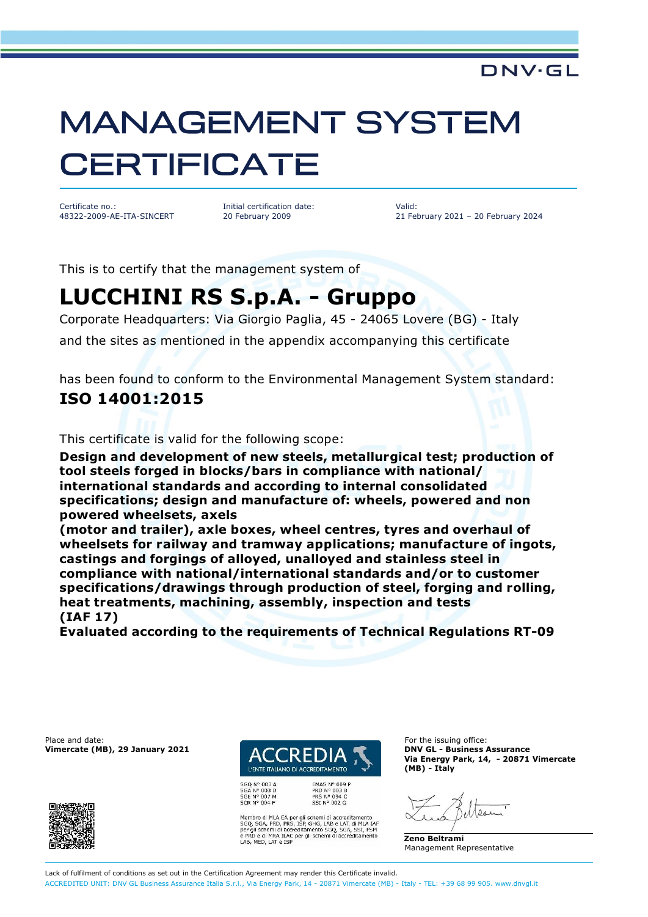DNV·GL

# MANAGEMENT SYSTEM CERTIFICATE

| Certificate no.: | Initial certification date: | Valid: |
|---|---|---|
| 48322-2009-AE-ITA-SINCERT | 20 February 2009 | 21 February 2021 – 20 February 2024 |

This is to certify that the management system of

## LUCCHINI RS S.p.A. - Gruppo

Corporate Headquarters: Via Giorgio Paglia, 45 - 24065 Lovere (BG) - Italy

and the sites as mentioned in the appendix accompanying this certificate

has been found to conform to the Environmental Management System standard:

## ISO 14001:2015

This certificate is valid for the following scope:

**Design and development of new steels, metallurgical test; production of tool steels forged in blocks/bars in compliance with national/ international standards and according to internal consolidated specifications; design and manufacture of: wheels, powered and non powered wheelsets, axels (motor and trailer), axle boxes, wheel centres, tyres and overhaul of wheelsets for railway and tramway applications; manufacture of ingots, castings and forgings of alloyed, unalloyed and stainless steel in compliance with national/international standards and/or to customer specifications/drawings through production of steel, forging and rolling, heat treatments, machining, assembly, inspection and tests (IAF 17)**

**Evaluated according to the requirements of Technical Regulations RT-09**

Place and date:
**Vimercate (MB), 29 January 2021**

ACCREDIA
L'ENTE ITALIANO DI ACCREDITAMENTO

SGQ N° 003 A
SGA N° 003 D
SGE N° 007 M
SCR N° 004 F
EMAS N° 009 P
PRD N° 003 B
PRS N° 094 C
SSI N° 002 G

Membro di MLA EA per gli schemi di accreditamento SGQ, SGA, PRD, PRS, ISP, GHG, LAB e LAT, di MLA IAF per gli schemi di accreditamento SGQ, SGA, SSI, FSM e PRD e di MRA ILAC per gli schemi di accreditamento LAB, MED, LAT e ISP

For the issuing office:
**DNV GL - Business Assurance**
**Via Energy Park, 14, - 20871 Vimercate (MB) - Italy**

**Zeno Beltrami**
Management Representative

Lack of fulfilment of conditions as set out in the Certification Agreement may render this Certificate invalid.

ACCREDITED UNIT: DNV GL Business Assurance Italia S.r.l., Via Energy Park, 14 - 20871 Vimercate (MB) - Italy - TEL: +39 68 99 905. www.dnvgl.it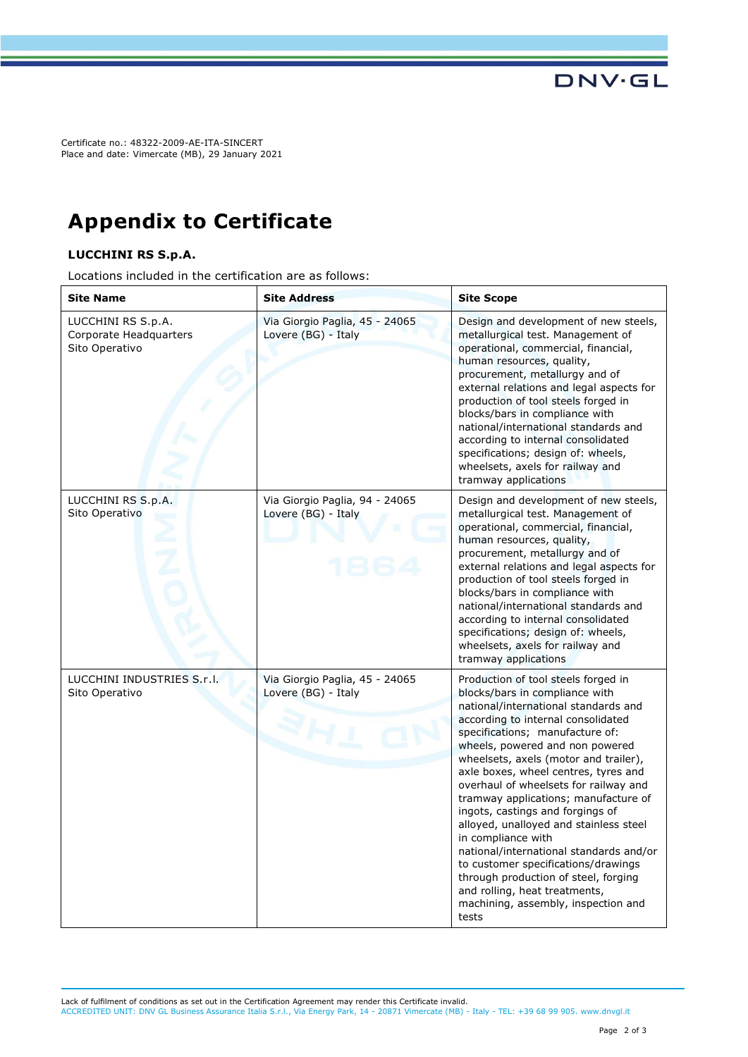Certificate no.: 48322-2009-AE-ITA-SINCERT
Place and date: Vimercate (MB), 29 January 2021

# Appendix to Certificate

**LUCCHINI RS S.p.A.**

Locations included in the certification are as follows:

| Site Name | Site Address | Site Scope |
|---|---|---|
| LUCCHINI RS S.p.A. Corporate Headquarters Sito Operativo | Via Giorgio Paglia, 45 - 24065 Lovere (BG) - Italy | Design and development of new steels, metallurgical test. Management of operational, commercial, financial, human resources, quality, procurement, metallurgy and of external relations and legal aspects for production of tool steels forged in blocks/bars in compliance with national/international standards and according to internal consolidated specifications; design of: wheels, wheelsets, axels for railway and tramway applications |
| LUCCHINI RS S.p.A. Sito Operativo | Via Giorgio Paglia, 94 - 24065 Lovere (BG) - Italy | Design and development of new steels, metallurgical test. Management of operational, commercial, financial, human resources, quality, procurement, metallurgy and of external relations and legal aspects for production of tool steels forged in blocks/bars in compliance with national/international standards and according to internal consolidated specifications; design of: wheels, wheelsets, axels for railway and tramway applications |
| LUCCHINI INDUSTRIES S.r.l. Sito Operativo | Via Giorgio Paglia, 45 - 24065 Lovere (BG) - Italy | Production of tool steels forged in blocks/bars in compliance with national/international standards and according to internal consolidated specifications; manufacture of: wheels, powered and non powered wheelsets, axels (motor and trailer), axle boxes, wheel centres, tyres and overhaul of wheelsets for railway and tramway applications; manufacture of ingots, castings and forgings of alloyed, unalloyed and stainless steel in compliance with national/international standards and/or to customer specifications/drawings through production of steel, forging and rolling, heat treatments, machining, assembly, inspection and tests |

Lack of fulfilment of conditions as set out in the Certification Agreement may render this Certificate invalid.
ACCREDITED UNIT: DNV GL Business Assurance Italia S.r.l., Via Energy Park, 14 - 20871 Vimercate (MB) - Italy - TEL: +39 68 99 905. www.dnvgl.it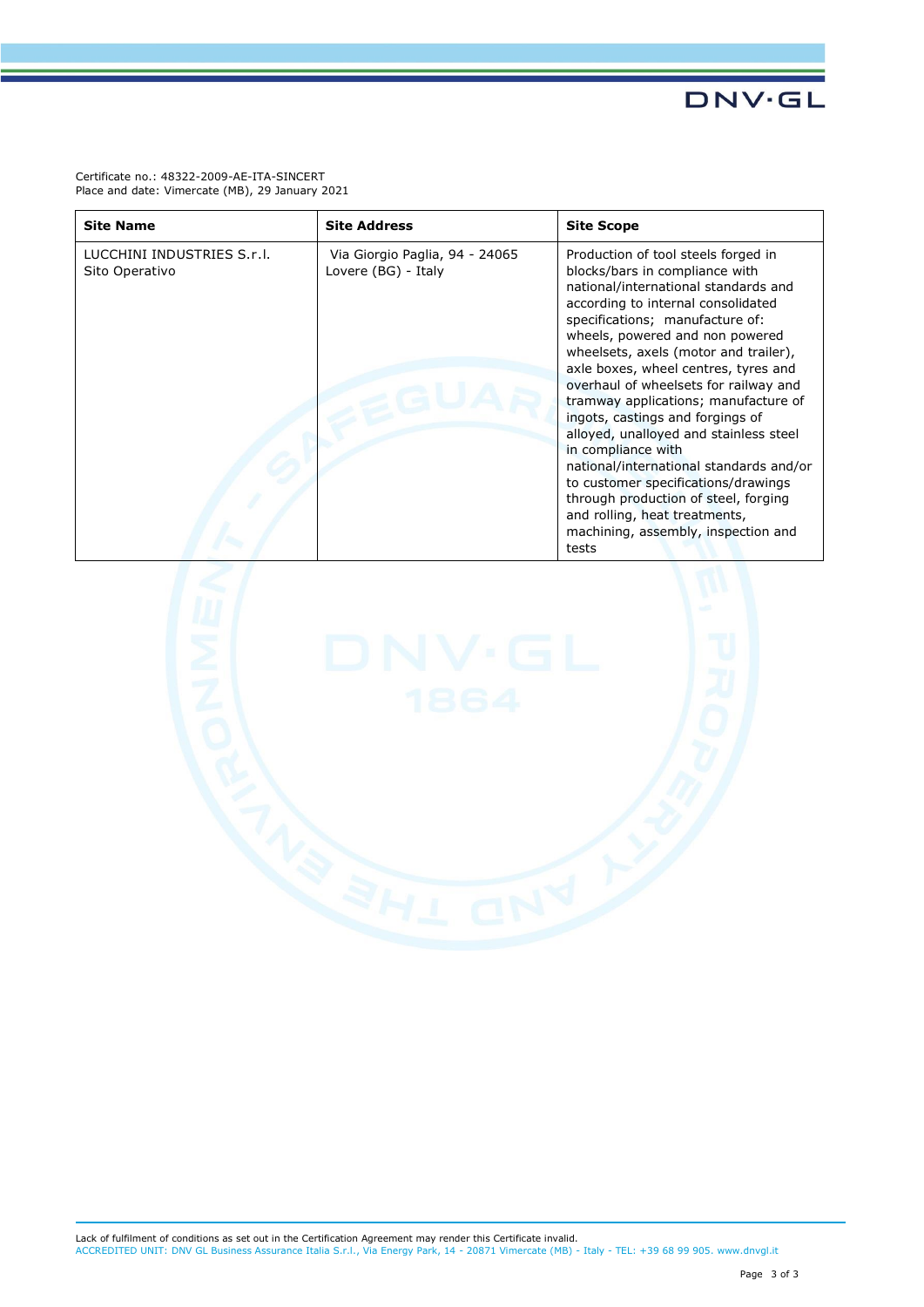Certificate no.: 48322-2009-AE-ITA-SINCERT
Place and date: Vimercate (MB), 29 January 2021

| Site Name | Site Address | Site Scope |
|---|---|---|
| LUCCHINI INDUSTRIES S.r.l. Sito Operativo | Via Giorgio Paglia, 94 - 24065 Lovere (BG) - Italy | Production of tool steels forged in blocks/bars in compliance with national/international standards and according to internal consolidated specifications; manufacture of: wheels, powered and non powered wheelsets, axels (motor and trailer), axle boxes, wheel centres, tyres and overhaul of wheelsets for railway and tramway applications; manufacture of ingots, castings and forgings of alloyed, unalloyed and stainless steel in compliance with national/international standards and/or to customer specifications/drawings through production of steel, forging and rolling, heat treatments, machining, assembly, inspection and tests |

Lack of fulfilment of conditions as set out in the Certification Agreement may render this Certificate invalid.
ACCREDITED UNIT: DNV GL Business Assurance Italia S.r.l., Via Energy Park, 14 - 20871 Vimercate (MB) - Italy - TEL: +39 68 99 905. www.dnvgl.it